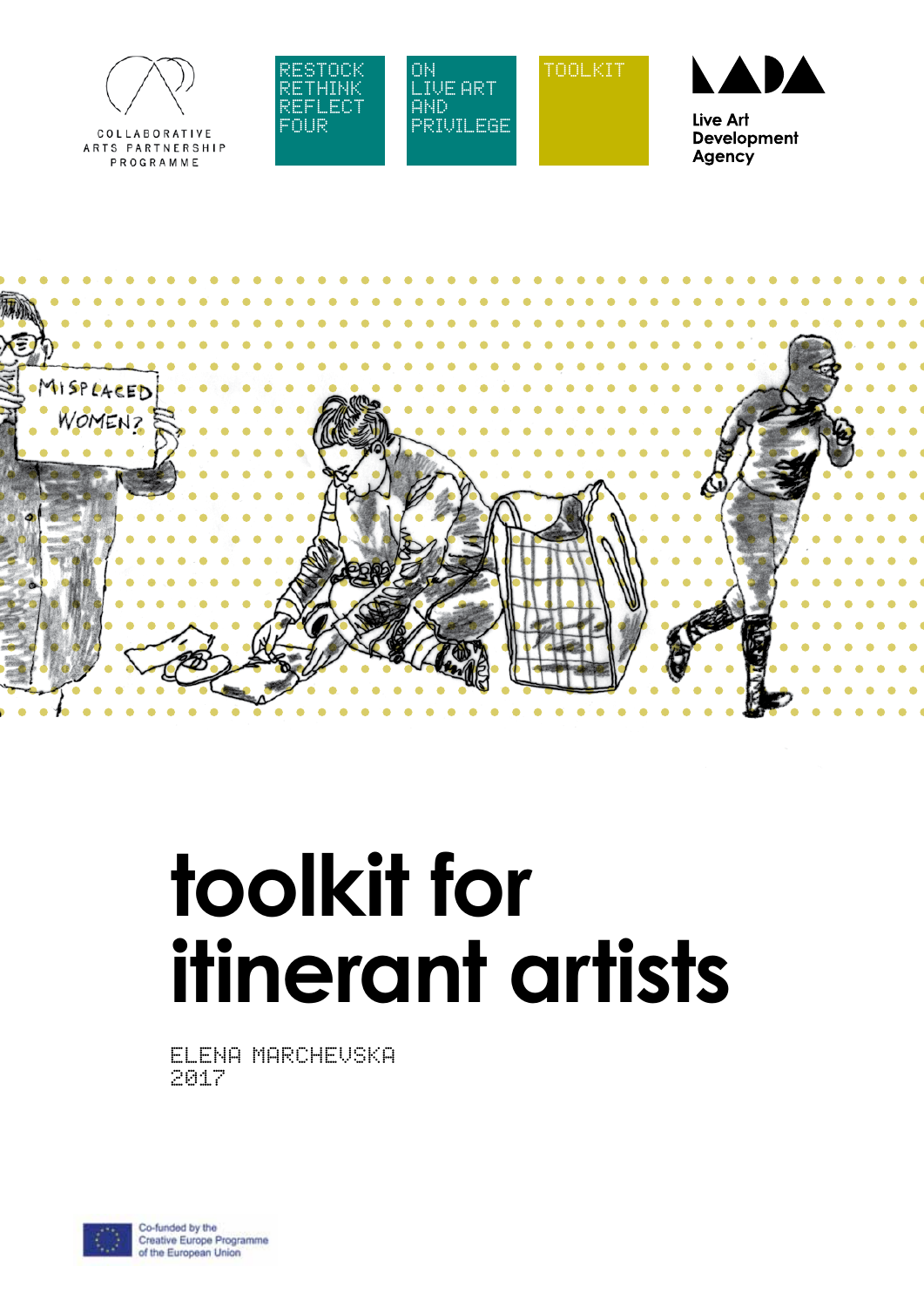COLLABORATIVE ARTS PARTNERSHIP PROGRAMME

RESTOCK RETHINK REFLECT FOUR

ON LIVE ART AND PRIVILEGE

TOOLKIT

Live Art Development Agency

# toolkit for itinerant artists

ELENA MARCHEVSKA
2017

Co-funded by the Creative Europe Programme of the European Union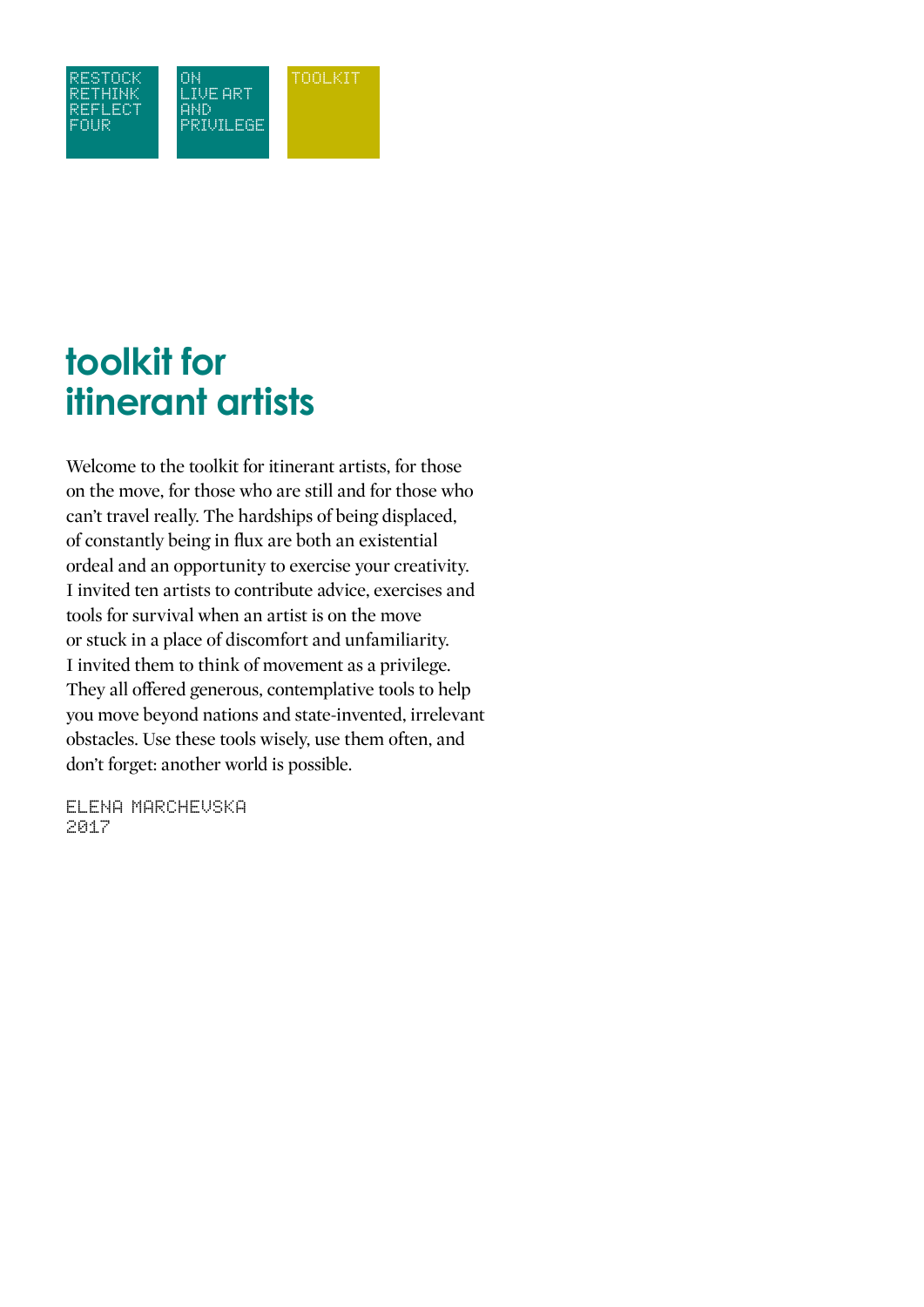RESTOCK
RETHINK
REFLECT
FOUR

ON
LIVE ART
AND
PRIVILEGE

TOOLKIT

# toolkit for itinerant artists

Welcome to the toolkit for itinerant artists, for those on the move, for those who are still and for those who can't travel really. The hardships of being displaced, of constantly being in flux are both an existential ordeal and an opportunity to exercise your creativity. I invited ten artists to contribute advice, exercises and tools for survival when an artist is on the move or stuck in a place of discomfort and unfamiliarity. I invited them to think of movement as a privilege. They all offered generous, contemplative tools to help you move beyond nations and state-invented, irrelevant obstacles. Use these tools wisely, use them often, and don't forget: another world is possible.

ELENA MARCHEVSKA
2017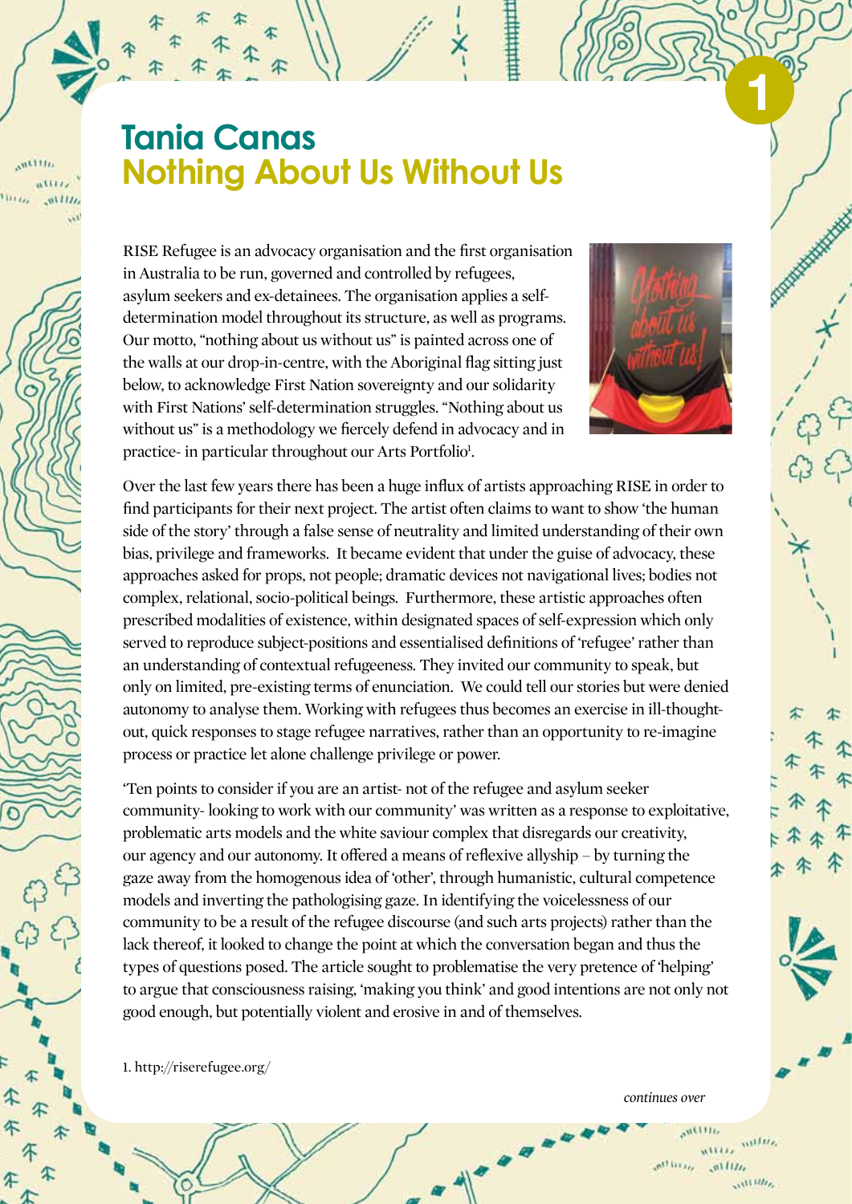# Tania Canas
## Nothing About Us Without Us

RISE Refugee is an advocacy organisation and the first organisation in Australia to be run, governed and controlled by refugees, asylum seekers and ex-detainees. The organisation applies a self-determination model throughout its structure, as well as programs. Our motto, "nothing about us without us" is painted across one of the walls at our drop-in-centre, with the Aboriginal flag sitting just below, to acknowledge First Nation sovereignty and our solidarity with First Nations' self-determination struggles. "Nothing about us without us" is a methodology we fiercely defend in advocacy and in practice- in particular throughout our Arts Portfolio[1].

Over the last few years there has been a huge influx of artists approaching RISE in order to find participants for their next project. The artist often claims to want to show 'the human side of the story' through a false sense of neutrality and limited understanding of their own bias, privilege and frameworks. It became evident that under the guise of advocacy, these approaches asked for props, not people; dramatic devices not navigational lives; bodies not complex, relational, socio-political beings. Furthermore, these artistic approaches often prescribed modalities of existence, within designated spaces of self-expression which only served to reproduce subject-positions and essentialised definitions of 'refugee' rather than an understanding of contextual refugeeness. They invited our community to speak, but only on limited, pre-existing terms of enunciation. We could tell our stories but were denied autonomy to analyse them. Working with refugees thus becomes an exercise in ill-thought-out, quick responses to stage refugee narratives, rather than an opportunity to re-imagine process or practice let alone challenge privilege or power.

'Ten points to consider if you are an artist- not of the refugee and asylum seeker community- looking to work with our community' was written as a response to exploitative, problematic arts models and the white saviour complex that disregards our creativity, our agency and our autonomy. It offered a means of reflexive allyship – by turning the gaze away from the homogenous idea of 'other', through humanistic, cultural competence models and inverting the pathologising gaze. In identifying the voicelessness of our community to be a result of the refugee discourse (and such arts projects) rather than the lack thereof, it looked to change the point at which the conversation began and thus the types of questions posed. The article sought to problematise the very pretence of 'helping' to argue that consciousness raising, 'making you think' and good intentions are not only not good enough, but potentially violent and erosive in and of themselves.

1. http://riserefugee.org/

*continues over*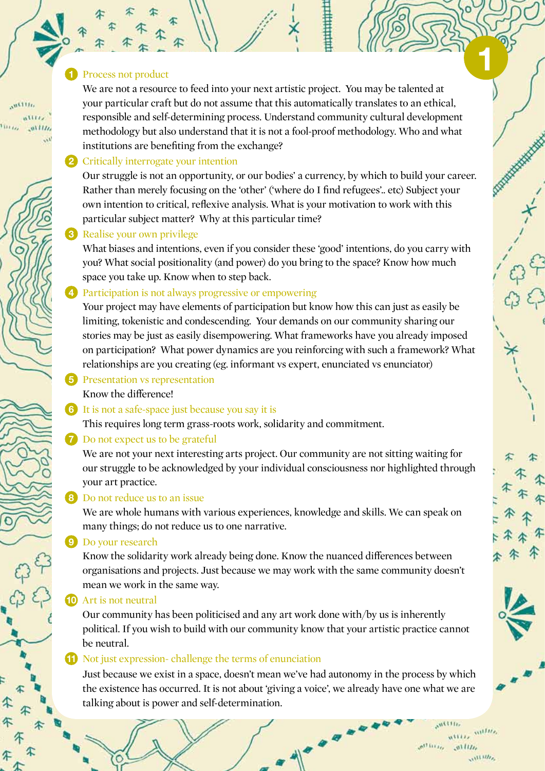# 1

1. **Process not product**

   We are not a resource to feed into your next artistic project. You may be talented at your particular craft but do not assume that this automatically translates to an ethical, responsible and self-determining process. Understand community cultural development methodology but also understand that it is not a fool-proof methodology. Who and what institutions are benefiting from the exchange?

2. **Critically interrogate your intention**

   Our struggle is not an opportunity, or our bodies' a currency, by which to build your career. Rather than merely focusing on the 'other' ('where do I find refugees'.. etc) Subject your own intention to critical, reflexive analysis. What is your motivation to work with this particular subject matter? Why at this particular time?

3. **Realise your own privilege**

   What biases and intentions, even if you consider these 'good' intentions, do you carry with you? What social positionality (and power) do you bring to the space? Know how much space you take up. Know when to step back.

4. **Participation is not always progressive or empowering**

   Your project may have elements of participation but know how this can just as easily be limiting, tokenistic and condescending. Your demands on our community sharing our stories may be just as easily disempowering. What frameworks have you already imposed on participation? What power dynamics are you reinforcing with such a framework? What relationships are you creating (eg. informant vs expert, enunciated vs enunciator)

5. **Presentation vs representation**

   Know the difference!

6. **It is not a safe-space just because you say it is**

   This requires long term grass-roots work, solidarity and commitment.

7. **Do not expect us to be grateful**

   We are not your next interesting arts project. Our community are not sitting waiting for our struggle to be acknowledged by your individual consciousness nor highlighted through your art practice.

8. **Do not reduce us to an issue**

   We are whole humans with various experiences, knowledge and skills. We can speak on many things; do not reduce us to one narrative.

9. **Do your research**

   Know the solidarity work already being done. Know the nuanced differences between organisations and projects. Just because we may work with the same community doesn't mean we work in the same way.

10. **Art is not neutral**

    Our community has been politicised and any art work done with/by us is inherently political. If you wish to build with our community know that your artistic practice cannot be neutral.

11. **Not just expression- challenge the terms of enunciation**

    Just because we exist in a space, doesn't mean we've had autonomy in the process by which the existence has occurred. It is not about 'giving a voice', we already have one what we are talking about is power and self-determination.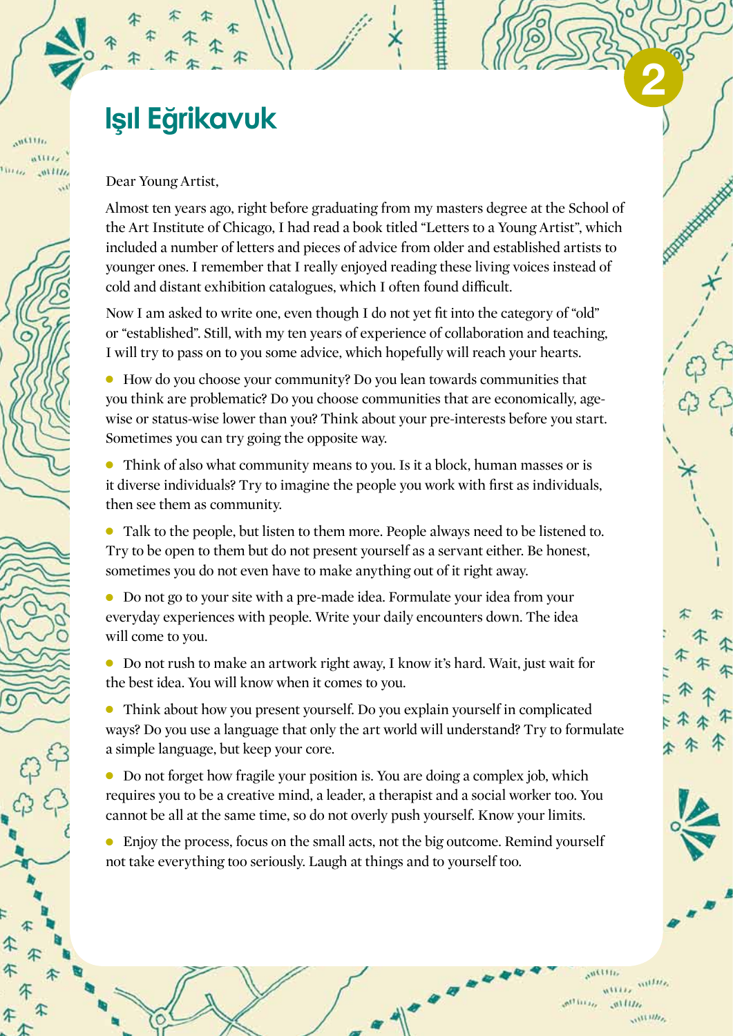# Işıl Eğrikavuk

Dear Young Artist,

Almost ten years ago, right before graduating from my masters degree at the School of the Art Institute of Chicago, I had read a book titled "Letters to a Young Artist", which included a number of letters and pieces of advice from older and established artists to younger ones. I remember that I really enjoyed reading these living voices instead of cold and distant exhibition catalogues, which I often found difficult.

Now I am asked to write one, even though I do not yet fit into the category of "old" or "established". Still, with my ten years of experience of collaboration and teaching, I will try to pass on to you some advice, which hopefully will reach your hearts.

- How do you choose your community? Do you lean towards communities that you think are problematic? Do you choose communities that are economically, age-wise or status-wise lower than you? Think about your pre-interests before you start. Sometimes you can try going the opposite way.
- Think of also what community means to you. Is it a block, human masses or is it diverse individuals? Try to imagine the people you work with first as individuals, then see them as community.
- Talk to the people, but listen to them more. People always need to be listened to. Try to be open to them but do not present yourself as a servant either. Be honest, sometimes you do not even have to make anything out of it right away.
- Do not go to your site with a pre-made idea. Formulate your idea from your everyday experiences with people. Write your daily encounters down. The idea will come to you.
- Do not rush to make an artwork right away, I know it's hard. Wait, just wait for the best idea. You will know when it comes to you.
- Think about how you present yourself. Do you explain yourself in complicated ways? Do you use a language that only the art world will understand? Try to formulate a simple language, but keep your core.
- Do not forget how fragile your position is. You are doing a complex job, which requires you to be a creative mind, a leader, a therapist and a social worker too. You cannot be all at the same time, so do not overly push yourself. Know your limits.
- Enjoy the process, focus on the small acts, not the big outcome. Remind yourself not take everything too seriously. Laugh at things and to yourself too.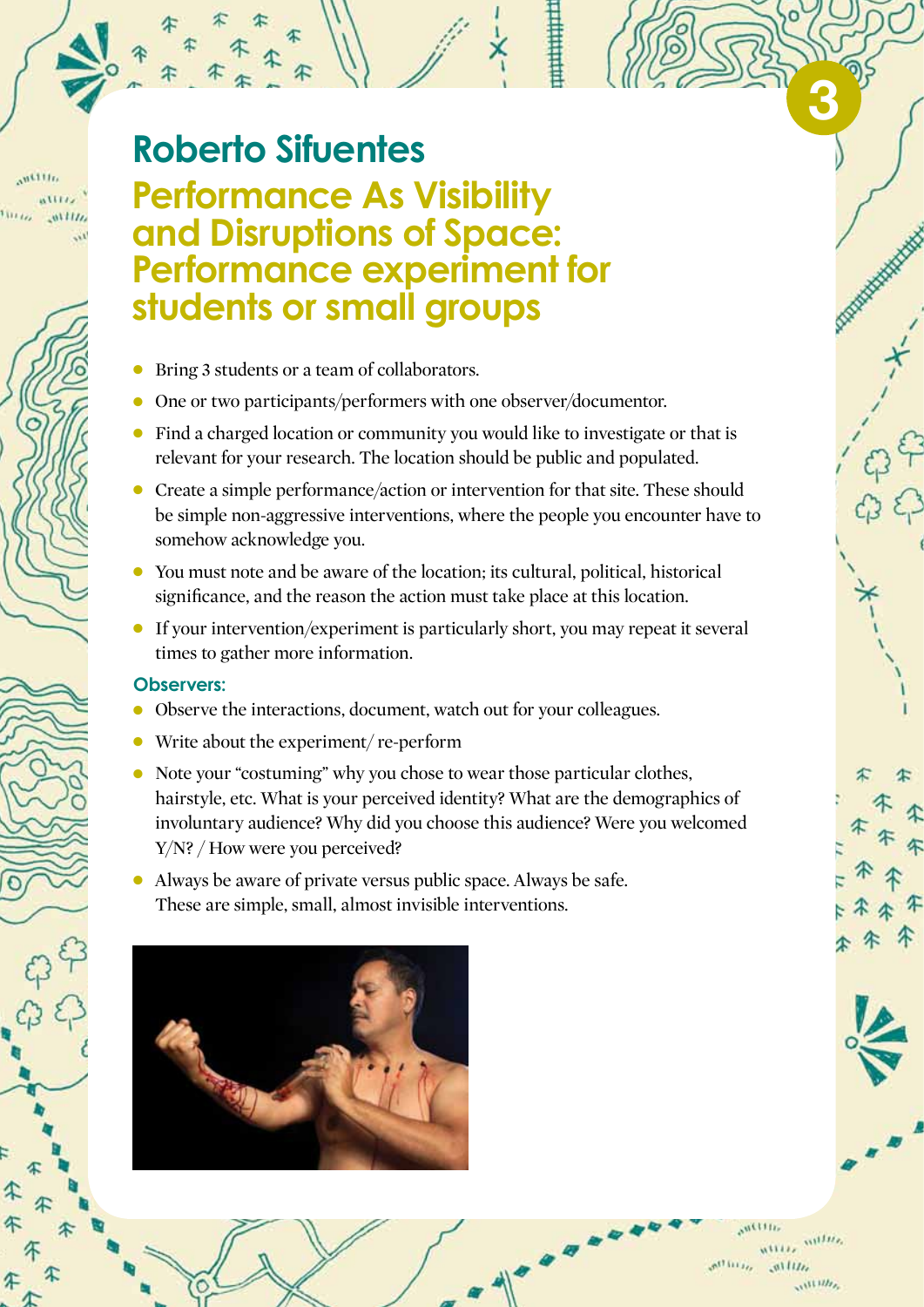# Roberto Sifuentes

## Performance As Visibility and Disruptions of Space: Performance experiment for students or small groups

- Bring 3 students or a team of collaborators.
- One or two participants/performers with one observer/documentor.
- Find a charged location or community you would like to investigate or that is relevant for your research. The location should be public and populated.
- Create a simple performance/action or intervention for that site. These should be simple non-aggressive interventions, where the people you encounter have to somehow acknowledge you.
- You must note and be aware of the location; its cultural, political, historical significance, and the reason the action must take place at this location.
- If your intervention/experiment is particularly short, you may repeat it several times to gather more information.

### Observers:

- Observe the interactions, document, watch out for your colleagues.
- Write about the experiment/ re-perform
- Note your "costuming" why you chose to wear those particular clothes, hairstyle, etc. What is your perceived identity? What are the demographics of involuntary audience? Why did you choose this audience? Were you welcomed Y/N? / How were you perceived?
- Always be aware of private versus public space. Always be safe. These are simple, small, almost invisible interventions.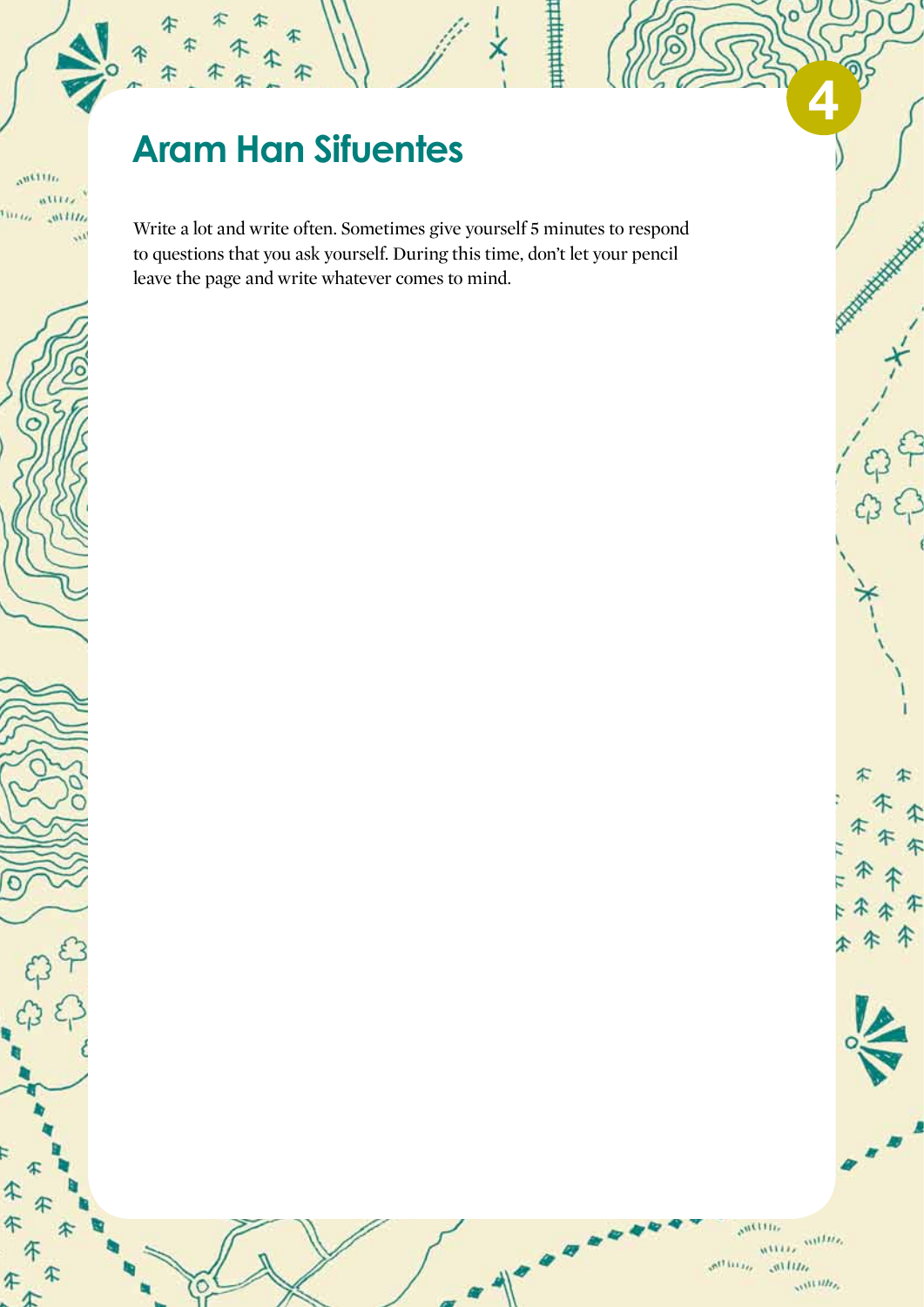## Aram Han Sifuentes

Write a lot and write often. Sometimes give yourself 5 minutes to respond to questions that you ask yourself. During this time, don't let your pencil leave the page and write whatever comes to mind.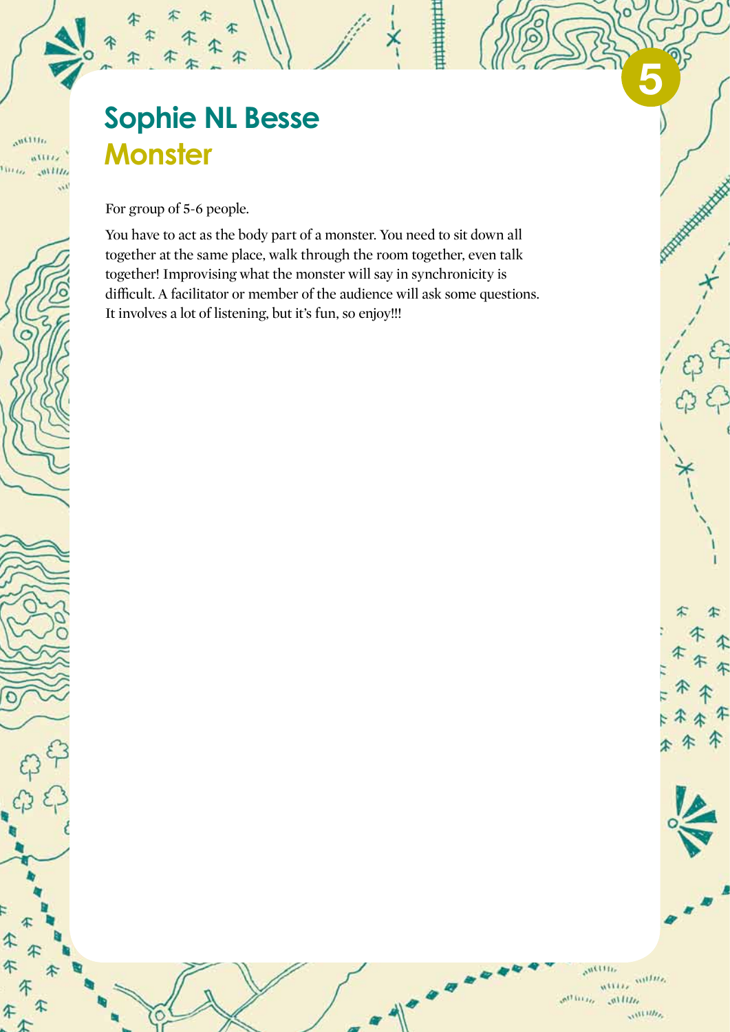## Sophie NL Besse

### Monster

For group of 5-6 people.

You have to act as the body part of a monster. You need to sit down all together at the same place, walk through the room together, even talk together! Improvising what the monster will say in synchronicity is difficult. A facilitator or member of the audience will ask some questions. It involves a lot of listening, but it's fun, so enjoy!!!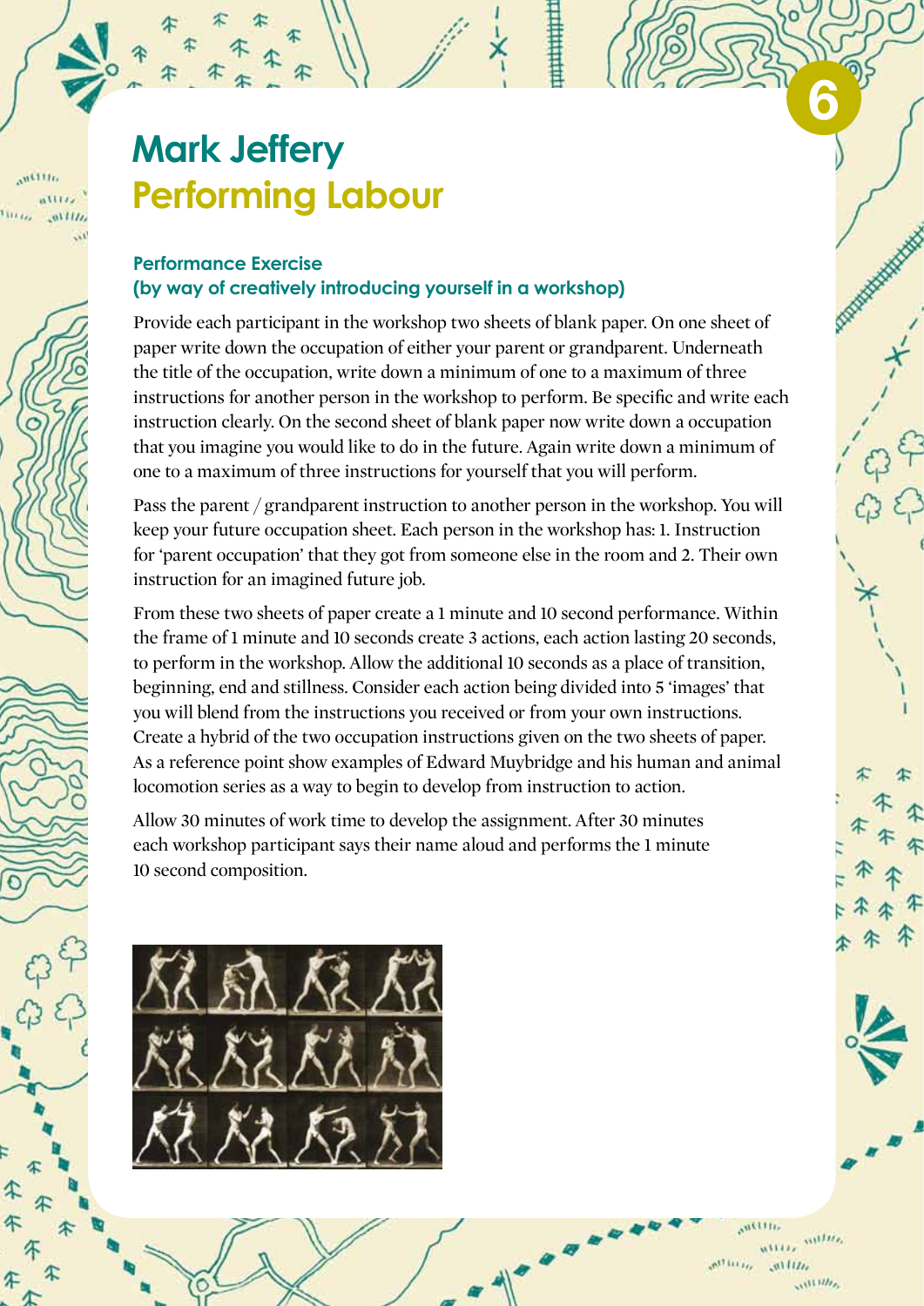# Mark Jeffery
## Performing Labour

### Performance Exercise
### (by way of creatively introducing yourself in a workshop)

Provide each participant in the workshop two sheets of blank paper. On one sheet of paper write down the occupation of either your parent or grandparent. Underneath the title of the occupation, write down a minimum of one to a maximum of three instructions for another person in the workshop to perform. Be specific and write each instruction clearly. On the second sheet of blank paper now write down a occupation that you imagine you would like to do in the future. Again write down a minimum of one to a maximum of three instructions for yourself that you will perform.

Pass the parent / grandparent instruction to another person in the workshop. You will keep your future occupation sheet. Each person in the workshop has: 1. Instruction for 'parent occupation' that they got from someone else in the room and 2. Their own instruction for an imagined future job.

From these two sheets of paper create a 1 minute and 10 second performance. Within the frame of 1 minute and 10 seconds create 3 actions, each action lasting 20 seconds, to perform in the workshop. Allow the additional 10 seconds as a place of transition, beginning, end and stillness. Consider each action being divided into 5 'images' that you will blend from the instructions you received or from your own instructions. Create a hybrid of the two occupation instructions given on the two sheets of paper. As a reference point show examples of Edward Muybridge and his human and animal locomotion series as a way to begin to develop from instruction to action.

Allow 30 minutes of work time to develop the assignment. After 30 minutes each workshop participant says their name aloud and performs the 1 minute 10 second composition.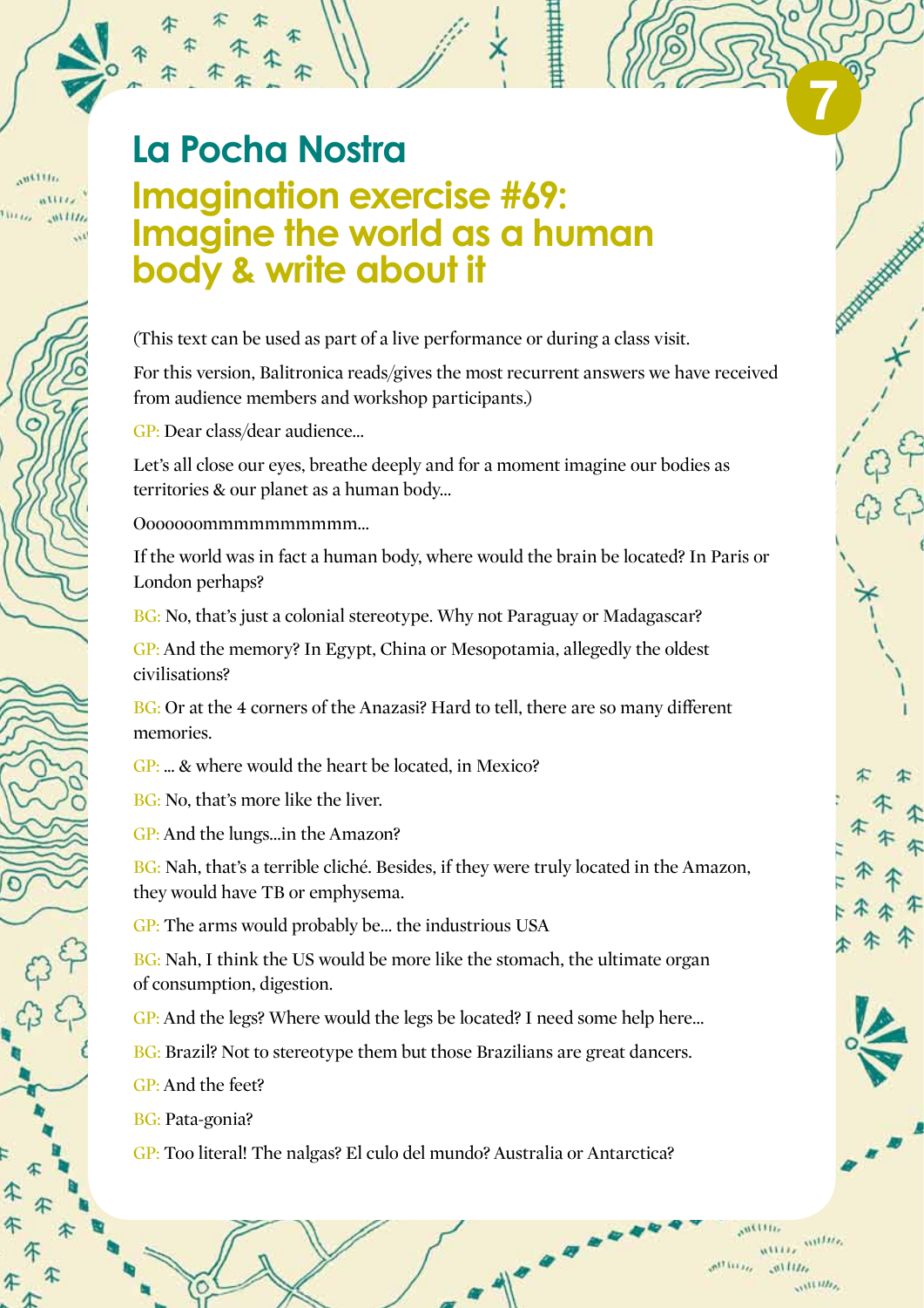# La Pocha Nostra

## Imagination exercise #69: Imagine the world as a human body & write about it

(This text can be used as part of a live performance or during a class visit.

For this version, Balitronica reads/gives the most recurrent answers we have received from audience members and workshop participants.)

GP: Dear class/dear audience...

Let's all close our eyes, breathe deeply and for a moment imagine our bodies as territories & our planet as a human body...

Ooooooommmmmmmmmm...

If the world was in fact a human body, where would the brain be located? In Paris or London perhaps?

BG: No, that's just a colonial stereotype. Why not Paraguay or Madagascar?

GP: And the memory? In Egypt, China or Mesopotamia, allegedly the oldest civilisations?

BG: Or at the 4 corners of the Anazasi? Hard to tell, there are so many different memories.

GP: ... & where would the heart be located, in Mexico?

BG: No, that's more like the liver.

GP: And the lungs...in the Amazon?

BG: Nah, that's a terrible cliché. Besides, if they were truly located in the Amazon, they would have TB or emphysema.

GP: The arms would probably be... the industrious USA

BG: Nah, I think the US would be more like the stomach, the ultimate organ of consumption, digestion.

GP: And the legs? Where would the legs be located? I need some help here...

BG: Brazil? Not to stereotype them but those Brazilians are great dancers.

GP: And the feet?

BG: Pata-gonia?

GP: Too literal! The nalgas? El culo del mundo? Australia or Antarctica?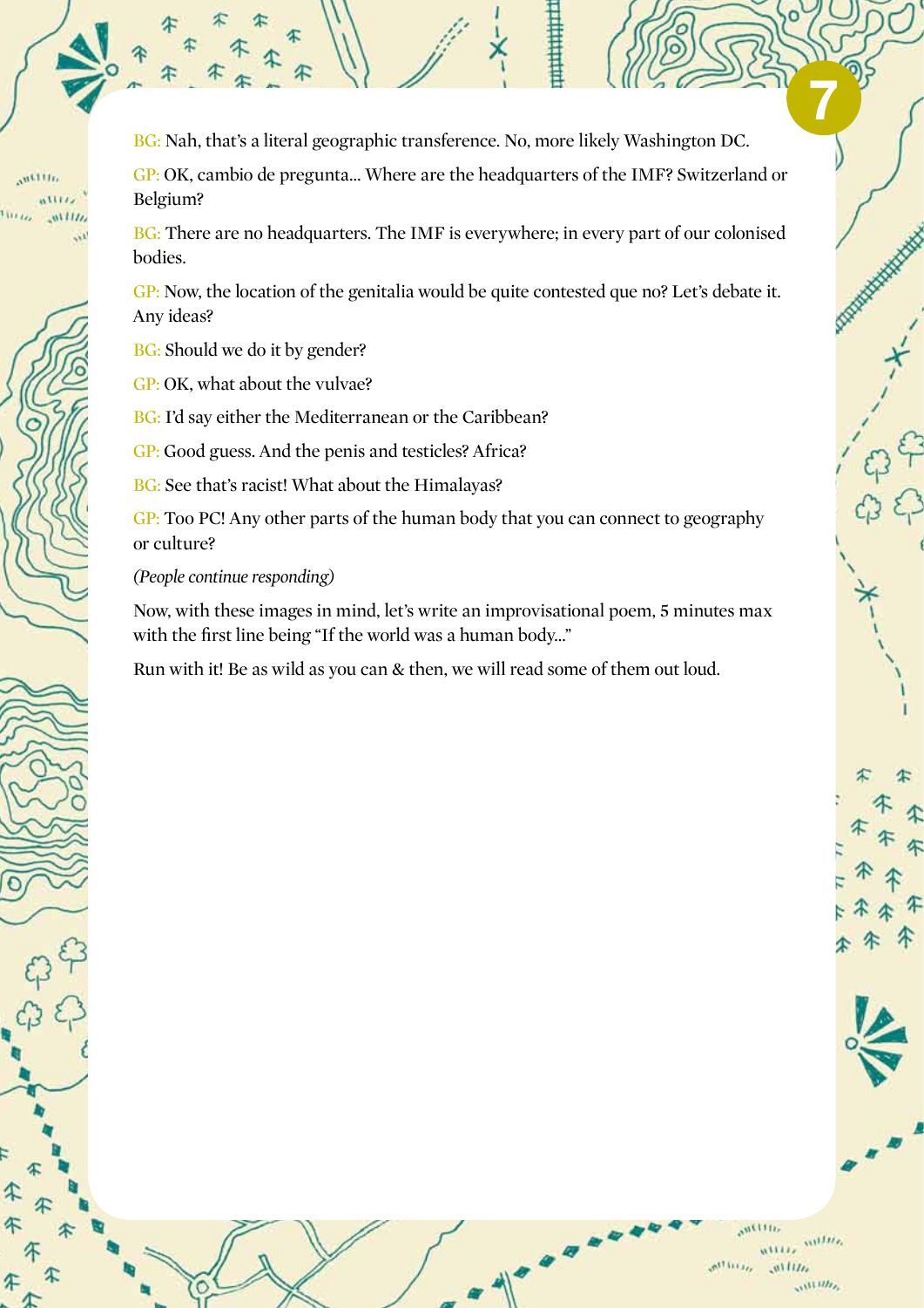BG: Nah, that's a literal geographic transference. No, more likely Washington DC.

GP: OK, cambio de pregunta... Where are the headquarters of the IMF? Switzerland or Belgium?

BG: There are no headquarters. The IMF is everywhere; in every part of our colonised bodies.

GP: Now, the location of the genitalia would be quite contested que no? Let's debate it. Any ideas?

BG: Should we do it by gender?

GP: OK, what about the vulvae?

BG: I'd say either the Mediterranean or the Caribbean?

GP: Good guess. And the penis and testicles? Africa?

BG: See that's racist! What about the Himalayas?

GP: Too PC! Any other parts of the human body that you can connect to geography or culture?

*(People continue responding)*

Now, with these images in mind, let's write an improvisational poem, 5 minutes max with the first line being "If the world was a human body..."

Run with it! Be as wild as you can & then, we will read some of them out loud.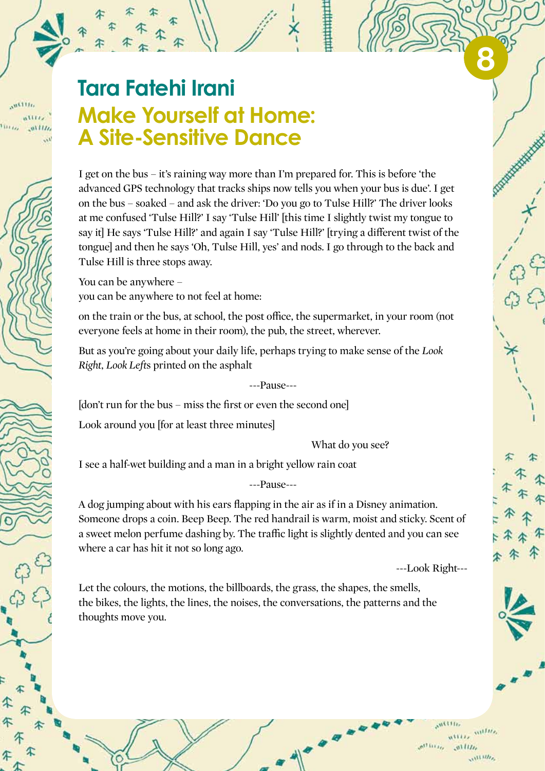# Tara Fatehi Irani

## Make Yourself at Home: A Site-Sensitive Dance

I get on the bus – it's raining way more than I'm prepared for. This is before 'the advanced GPS technology that tracks ships now tells you when your bus is due'. I get on the bus – soaked – and ask the driver: 'Do you go to Tulse Hill?' The driver looks at me confused 'Tulse Hill?' I say 'Tulse Hill' [this time I slightly twist my tongue to say it] He says 'Tulse Hill?' and again I say 'Tulse Hill?' [trying a different twist of the tongue] and then he says 'Oh, Tulse Hill, yes' and nods. I go through to the back and Tulse Hill is three stops away.

You can be anywhere –  
you can be anywhere to not feel at home:

on the train or the bus, at school, the post office, the supermarket, in your room (not everyone feels at home in their room), the pub, the street, wherever.

But as you're going about your daily life, perhaps trying to make sense of the *Look Right*, *Look Left*s printed on the asphalt

---Pause---

[don't run for the bus – miss the first or even the second one]

Look around you [for at least three minutes]

What do you see?

I see a half-wet building and a man in a bright yellow rain coat

---Pause---

A dog jumping about with his ears flapping in the air as if in a Disney animation. Someone drops a coin. Beep Beep. The red handrail is warm, moist and sticky. Scent of a sweet melon perfume dashing by. The traffic light is slightly dented and you can see where a car has hit it not so long ago.

---Look Right---

Let the colours, the motions, the billboards, the grass, the shapes, the smells, the bikes, the lights, the lines, the noises, the conversations, the patterns and the thoughts move you.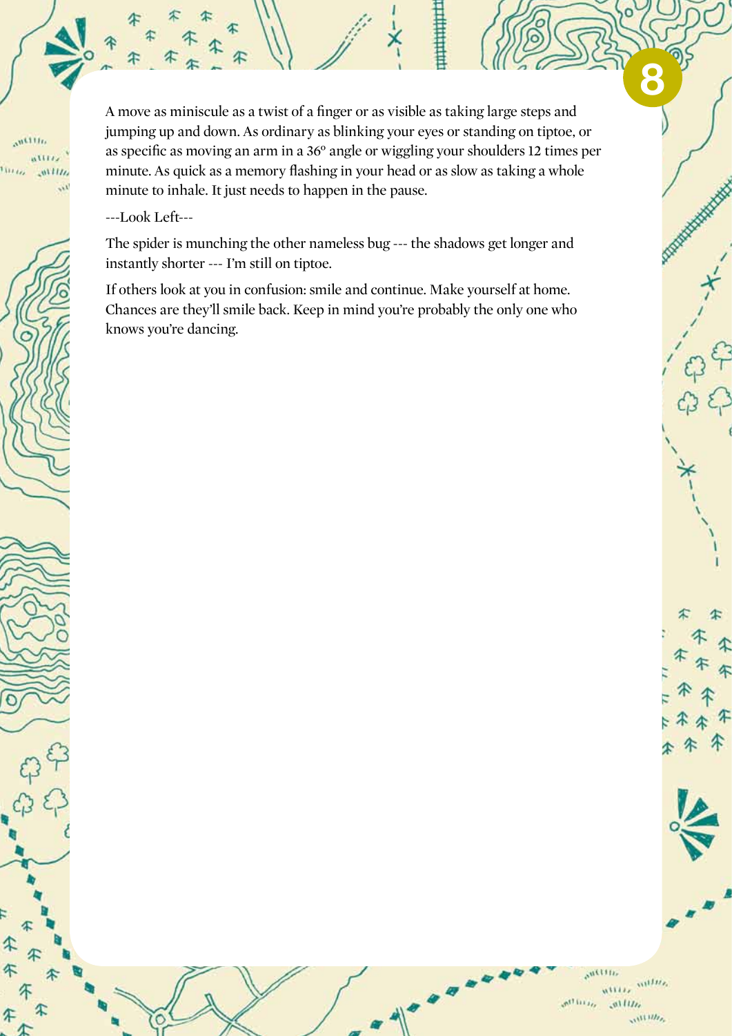A move as miniscule as a twist of a finger or as visible as taking large steps and jumping up and down. As ordinary as blinking your eyes or standing on tiptoe, or as specific as moving an arm in a 36° angle or wiggling your shoulders 12 times per minute. As quick as a memory flashing in your head or as slow as taking a whole minute to inhale. It just needs to happen in the pause.

---Look Left---

The spider is munching the other nameless bug --- the shadows get longer and instantly shorter --- I'm still on tiptoe.

If others look at you in confusion: smile and continue. Make yourself at home. Chances are they'll smile back. Keep in mind you're probably the only one who knows you're dancing.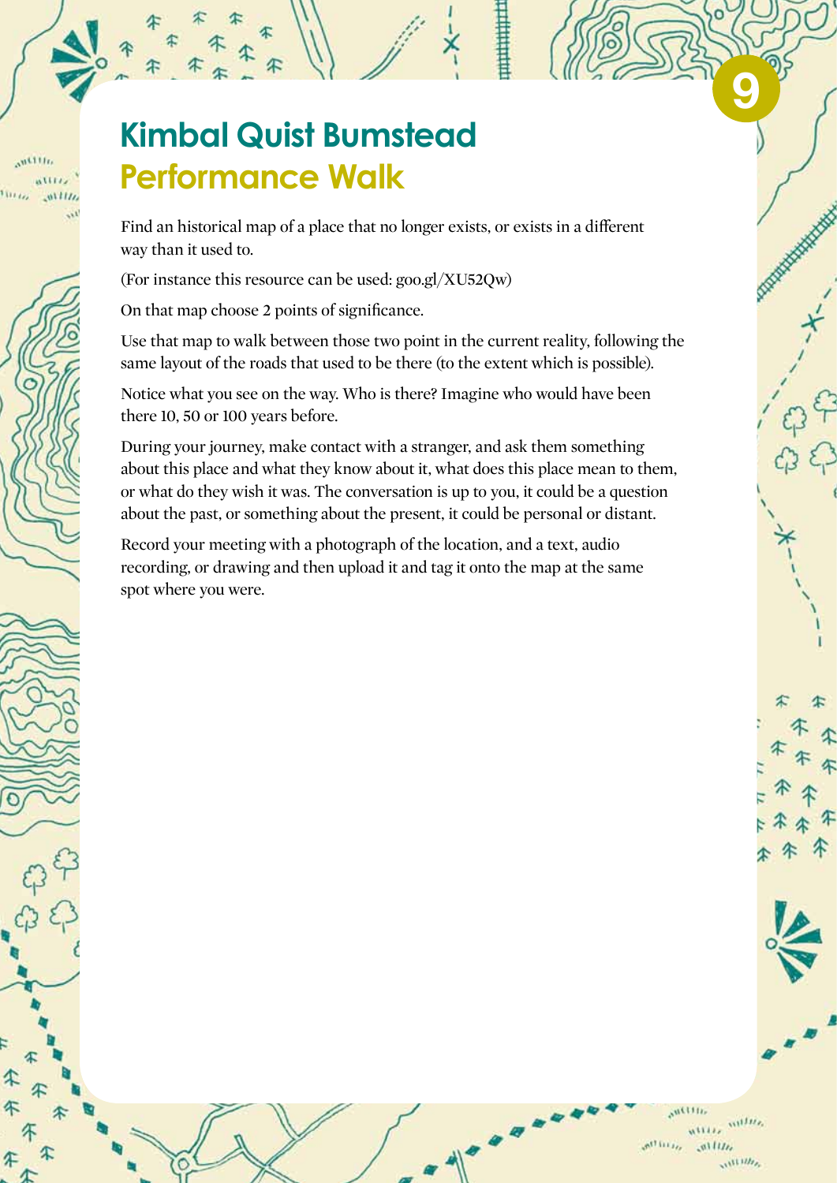# Kimbal Quist Bumstead
## Performance Walk

Find an historical map of a place that no longer exists, or exists in a different way than it used to.

(For instance this resource can be used: goo.gl/XU52Qw)

On that map choose 2 points of significance.

Use that map to walk between those two point in the current reality, following the same layout of the roads that used to be there (to the extent which is possible).

Notice what you see on the way. Who is there? Imagine who would have been there 10, 50 or 100 years before.

During your journey, make contact with a stranger, and ask them something about this place and what they know about it, what does this place mean to them, or what do they wish it was. The conversation is up to you, it could be a question about the past, or something about the present, it could be personal or distant.

Record your meeting with a photograph of the location, and a text, audio recording, or drawing and then upload it and tag it onto the map at the same spot where you were.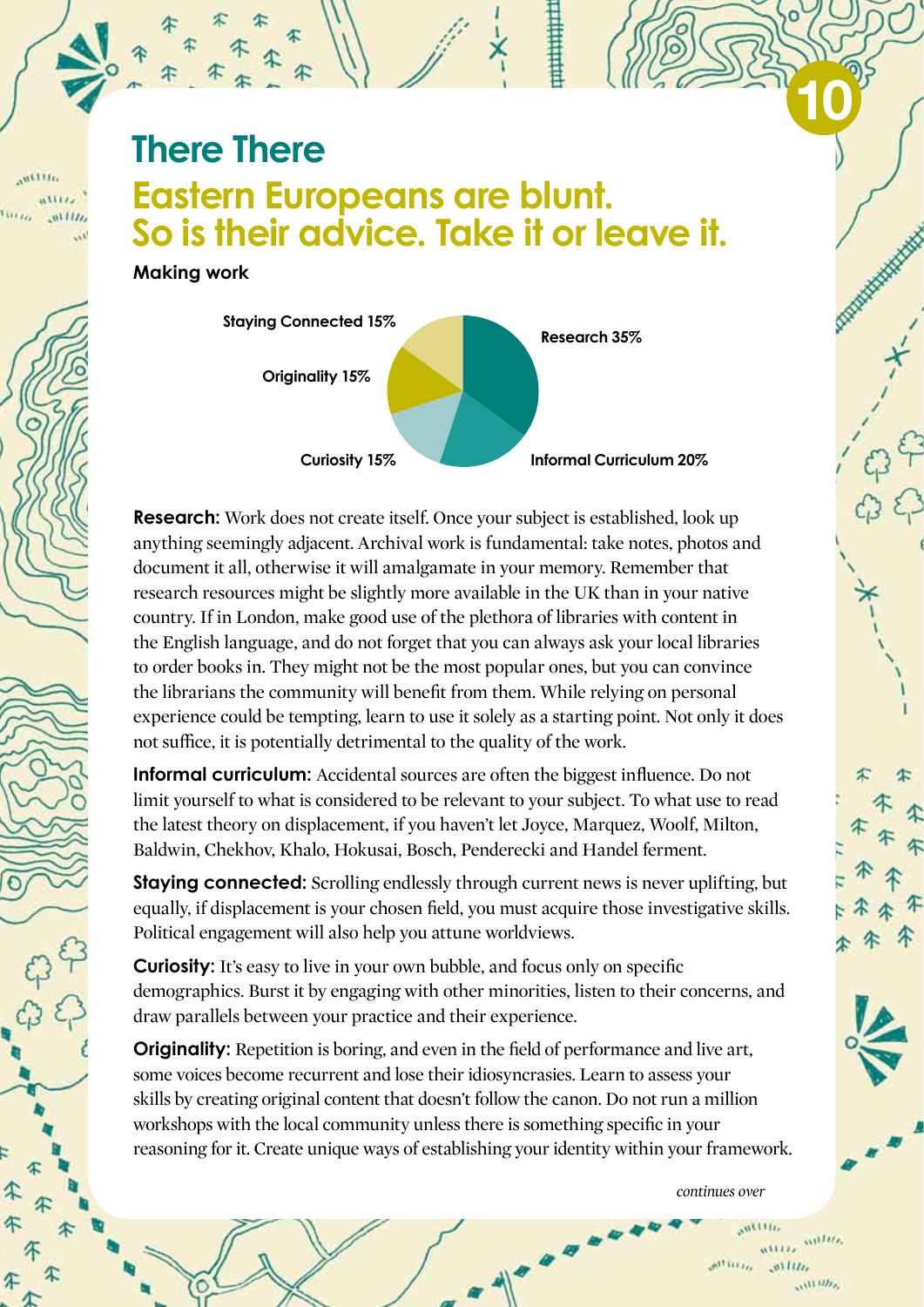# There There

## Eastern Europeans are blunt. So is their advice. Take it or leave it.

**Making work**

Staying Connected 15%
Research 35%
Originality 15%
Curiosity 15%
Informal Curriculum 20%

**Research:** Work does not create itself. Once your subject is established, look up anything seemingly adjacent. Archival work is fundamental: take notes, photos and document it all, otherwise it will amalgamate in your memory. Remember that research resources might be slightly more available in the UK than in your native country. If in London, make good use of the plethora of libraries with content in the English language, and do not forget that you can always ask your local libraries to order books in. They might not be the most popular ones, but you can convince the librarians the community will benefit from them. While relying on personal experience could be tempting, learn to use it solely as a starting point. Not only it does not suffice, it is potentially detrimental to the quality of the work.

**Informal curriculum:** Accidental sources are often the biggest influence. Do not limit yourself to what is considered to be relevant to your subject. To what use to read the latest theory on displacement, if you haven't let Joyce, Marquez, Woolf, Milton, Baldwin, Chekhov, Khalo, Hokusai, Bosch, Penderecki and Handel ferment.

**Staying connected:** Scrolling endlessly through current news is never uplifting, but equally, if displacement is your chosen field, you must acquire those investigative skills. Political engagement will also help you attune worldviews.

**Curiosity:** It's easy to live in your own bubble, and focus only on specific demographics. Burst it by engaging with other minorities, listen to their concerns, and draw parallels between your practice and their experience.

**Originality:** Repetition is boring, and even in the field of performance and live art, some voices become recurrent and lose their idiosyncrasies. Learn to assess your skills by creating original content that doesn't follow the canon. Do not run a million workshops with the local community unless there is something specific in your reasoning for it. Create unique ways of establishing your identity within your framework.

*continues over*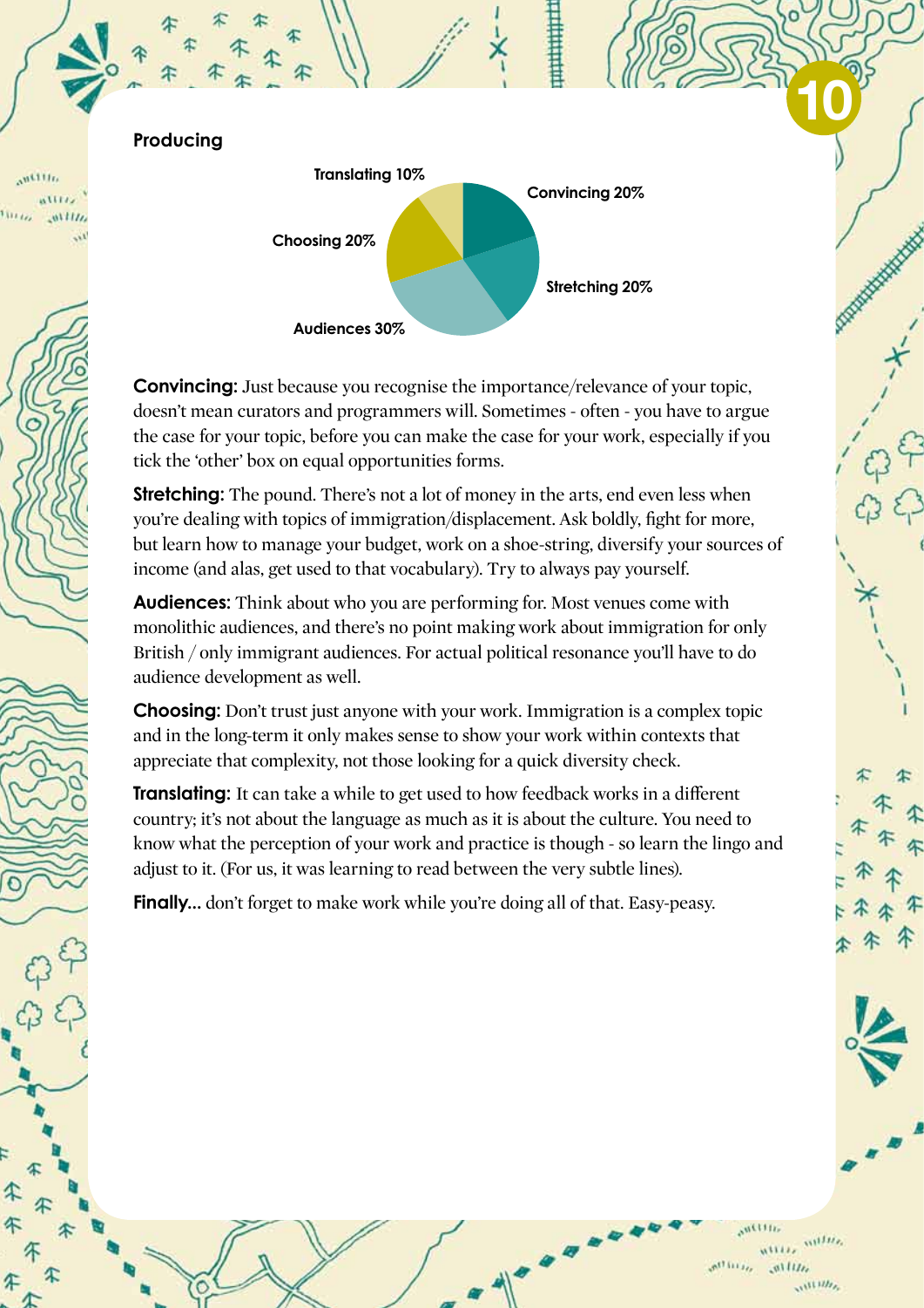## Producing

Translating 10%
Convincing 20%
Choosing 20%
Stretching 20%
Audiences 30%

**Convincing:** Just because you recognise the importance/relevance of your topic, doesn't mean curators and programmers will. Sometimes - often - you have to argue the case for your topic, before you can make the case for your work, especially if you tick the 'other' box on equal opportunities forms.

**Stretching:** The pound. There's not a lot of money in the arts, end even less when you're dealing with topics of immigration/displacement. Ask boldly, fight for more, but learn how to manage your budget, work on a shoe-string, diversify your sources of income (and alas, get used to that vocabulary). Try to always pay yourself.

**Audiences:** Think about who you are performing for. Most venues come with monolithic audiences, and there's no point making work about immigration for only British / only immigrant audiences. For actual political resonance you'll have to do audience development as well.

**Choosing:** Don't trust just anyone with your work. Immigration is a complex topic and in the long-term it only makes sense to show your work within contexts that appreciate that complexity, not those looking for a quick diversity check.

**Translating:** It can take a while to get used to how feedback works in a different country; it's not about the language as much as it is about the culture. You need to know what the perception of your work and practice is though - so learn the lingo and adjust to it. (For us, it was learning to read between the very subtle lines).

**Finally...** don't forget to make work while you're doing all of that. Easy-peasy.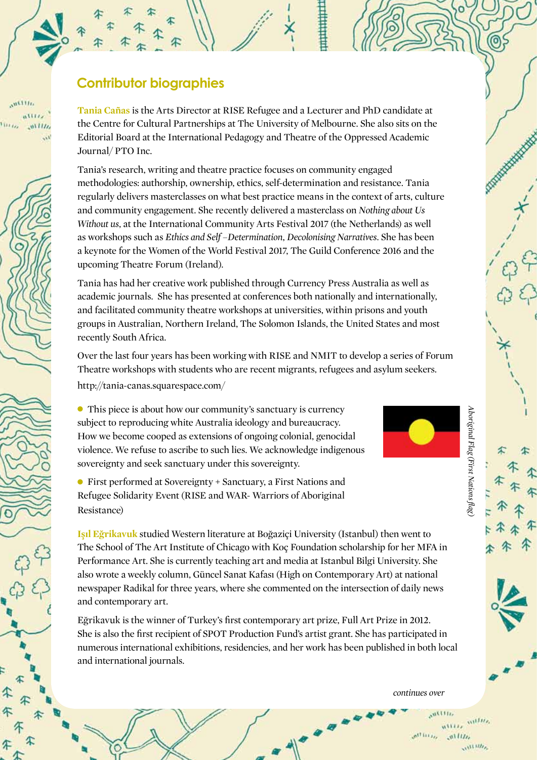## Contributor biographies

**Tania Cañas** is the Arts Director at RISE Refugee and a Lecturer and PhD candidate at the Centre for Cultural Partnerships at The University of Melbourne. She also sits on the Editorial Board at the International Pedagogy and Theatre of the Oppressed Academic Journal/ PTO Inc.

Tania's research, writing and theatre practice focuses on community engaged methodologies: authorship, ownership, ethics, self-determination and resistance. Tania regularly delivers masterclasses on what best practice means in the context of arts, culture and community engagement. She recently delivered a masterclass on *Nothing about Us Without us*, at the International Community Arts Festival 2017 (the Netherlands) as well as workshops such as *Ethics and Self –Determination*, *Decolonising Narratives*. She has been a keynote for the Women of the World Festival 2017, The Guild Conference 2016 and the upcoming Theatre Forum (Ireland).

Tania has had her creative work published through Currency Press Australia as well as academic journals. She has presented at conferences both nationally and internationally, and facilitated community theatre workshops at universities, within prisons and youth groups in Australian, Northern Ireland, The Solomon Islands, the United States and most recently South Africa.

Over the last four years has been working with RISE and NMIT to develop a series of Forum Theatre workshops with students who are recent migrants, refugees and asylum seekers.

http://tania-canas.squarespace.com/

- This piece is about how our community's sanctuary is currency subject to reproducing white Australia ideology and bureaucracy. How we become cooped as extensions of ongoing colonial, genocidal violence. We refuse to ascribe to such lies. We acknowledge indigenous sovereignty and seek sanctuary under this sovereignty.
- First performed at Sovereignty + Sanctuary, a First Nations and Refugee Solidarity Event (RISE and WAR- Warriors of Aboriginal Resistance)

*Aboriginal Flag (First Nations flag)*

**Işıl Eğrikavuk** studied Western literature at Boğaziçi University (Istanbul) then went to The School of The Art Institute of Chicago with Koç Foundation scholarship for her MFA in Performance Art. She is currently teaching art and media at Istanbul Bilgi University. She also wrote a weekly column, Güncel Sanat Kafası (High on Contemporary Art) at national newspaper Radikal for three years, where she commented on the intersection of daily news and contemporary art.

Eğrikavuk is the winner of Turkey's first contemporary art prize, Full Art Prize in 2012. She is also the first recipient of SPOT Production Fund's artist grant. She has participated in numerous international exhibitions, residencies, and her work has been published in both local and international journals.

*continues over*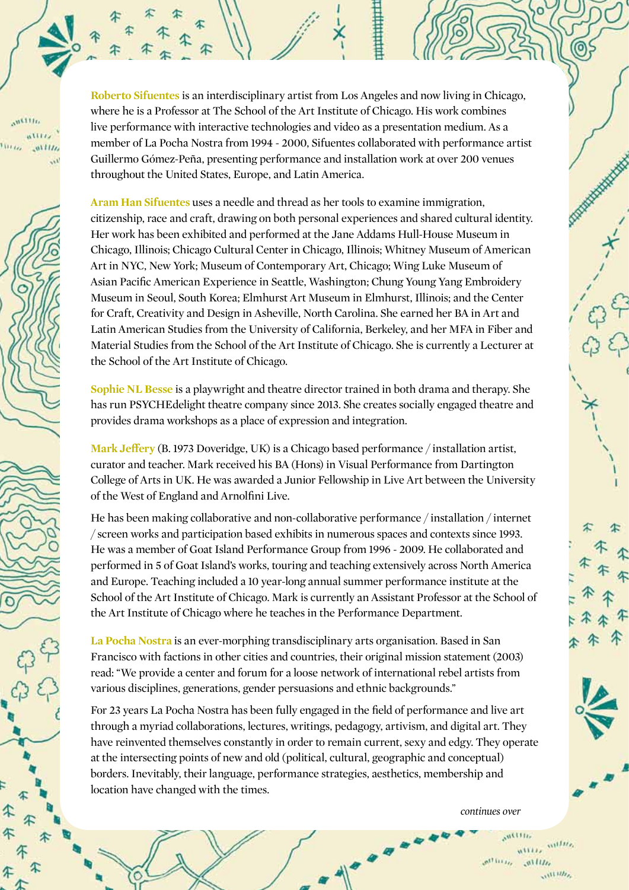**Roberto Sifuentes** is an interdisciplinary artist from Los Angeles and now living in Chicago, where he is a Professor at The School of the Art Institute of Chicago. His work combines live performance with interactive technologies and video as a presentation medium. As a member of La Pocha Nostra from 1994 - 2000, Sifuentes collaborated with performance artist Guillermo Gómez-Peña, presenting performance and installation work at over 200 venues throughout the United States, Europe, and Latin America.

**Aram Han Sifuentes** uses a needle and thread as her tools to examine immigration, citizenship, race and craft, drawing on both personal experiences and shared cultural identity. Her work has been exhibited and performed at the Jane Addams Hull-House Museum in Chicago, Illinois; Chicago Cultural Center in Chicago, Illinois; Whitney Museum of American Art in NYC, New York; Museum of Contemporary Art, Chicago; Wing Luke Museum of Asian Pacific American Experience in Seattle, Washington; Chung Young Yang Embroidery Museum in Seoul, South Korea; Elmhurst Art Museum in Elmhurst, Illinois; and the Center for Craft, Creativity and Design in Asheville, North Carolina. She earned her BA in Art and Latin American Studies from the University of California, Berkeley, and her MFA in Fiber and Material Studies from the School of the Art Institute of Chicago. She is currently a Lecturer at the School of the Art Institute of Chicago.

**Sophie NL Besse** is a playwright and theatre director trained in both drama and therapy. She has run PSYCHEdelight theatre company since 2013. She creates socially engaged theatre and provides drama workshops as a place of expression and integration.

**Mark Jeffery** (B. 1973 Doveridge, UK) is a Chicago based performance / installation artist, curator and teacher. Mark received his BA (Hons) in Visual Performance from Dartington College of Arts in UK. He was awarded a Junior Fellowship in Live Art between the University of the West of England and Arnolfini Live.

He has been making collaborative and non-collaborative performance / installation / internet / screen works and participation based exhibits in numerous spaces and contexts since 1993. He was a member of Goat Island Performance Group from 1996 - 2009. He collaborated and performed in 5 of Goat Island's works, touring and teaching extensively across North America and Europe. Teaching included a 10 year-long annual summer performance institute at the School of the Art Institute of Chicago. Mark is currently an Assistant Professor at the School of the Art Institute of Chicago where he teaches in the Performance Department.

**La Pocha Nostra** is an ever-morphing transdisciplinary arts organisation. Based in San Francisco with factions in other cities and countries, their original mission statement (2003) read: "We provide a center and forum for a loose network of international rebel artists from various disciplines, generations, gender persuasions and ethnic backgrounds."

For 23 years La Pocha Nostra has been fully engaged in the field of performance and live art through a myriad collaborations, lectures, writings, pedagogy, artivism, and digital art. They have reinvented themselves constantly in order to remain current, sexy and edgy. They operate at the intersecting points of new and old (political, cultural, geographic and conceptual) borders. Inevitably, their language, performance strategies, aesthetics, membership and location have changed with the times.

*continues over*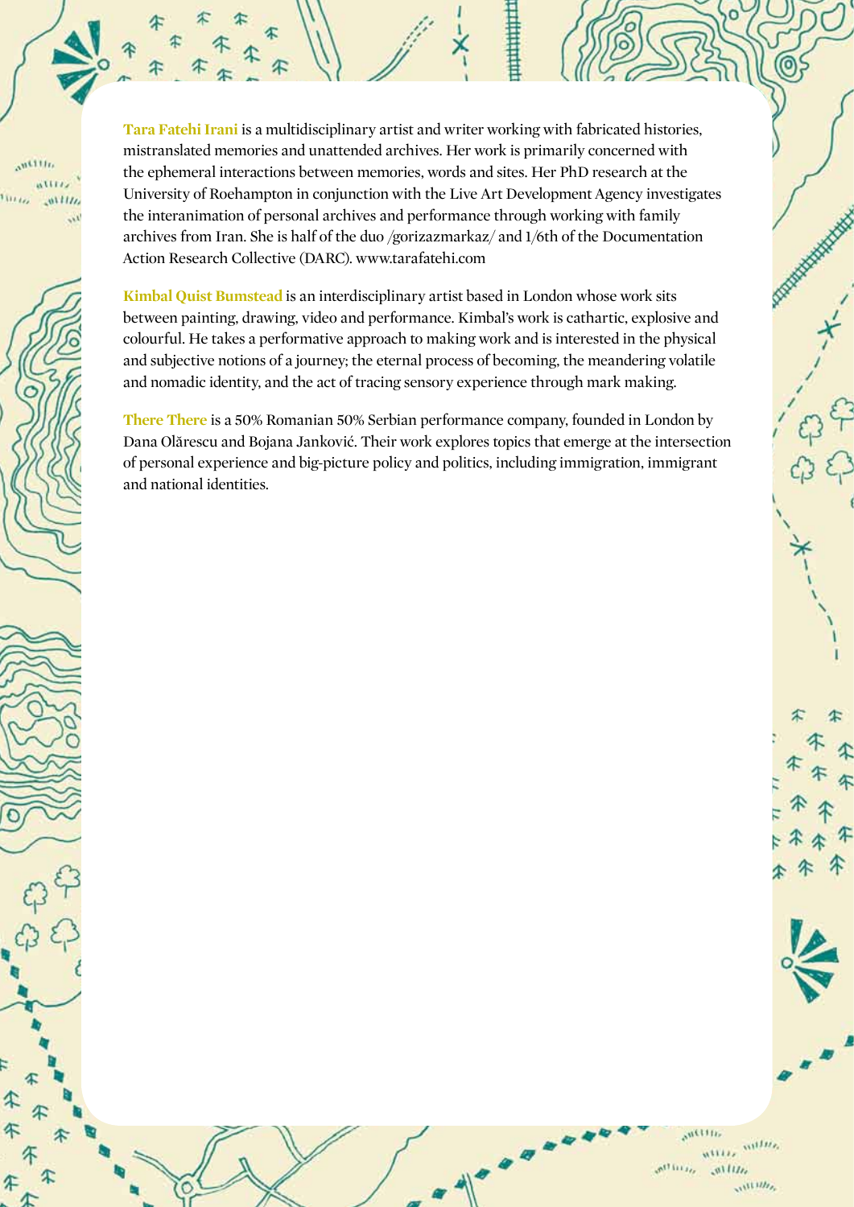**Tara Fatehi Irani** is a multidisciplinary artist and writer working with fabricated histories, mistranslated memories and unattended archives. Her work is primarily concerned with the ephemeral interactions between memories, words and sites. Her PhD research at the University of Roehampton in conjunction with the Live Art Development Agency investigates the interanimation of personal archives and performance through working with family archives from Iran. She is half of the duo /gorizazmarkaz/ and 1/6th of the Documentation Action Research Collective (DARC). www.tarafatehi.com

**Kimbal Quist Bumstead** is an interdisciplinary artist based in London whose work sits between painting, drawing, video and performance. Kimbal's work is cathartic, explosive and colourful. He takes a performative approach to making work and is interested in the physical and subjective notions of a journey; the eternal process of becoming, the meandering volatile and nomadic identity, and the act of tracing sensory experience through mark making.

**There There** is a 50% Romanian 50% Serbian performance company, founded in London by Dana Olărescu and Bojana Janković. Their work explores topics that emerge at the intersection of personal experience and big-picture policy and politics, including immigration, immigrant and national identities.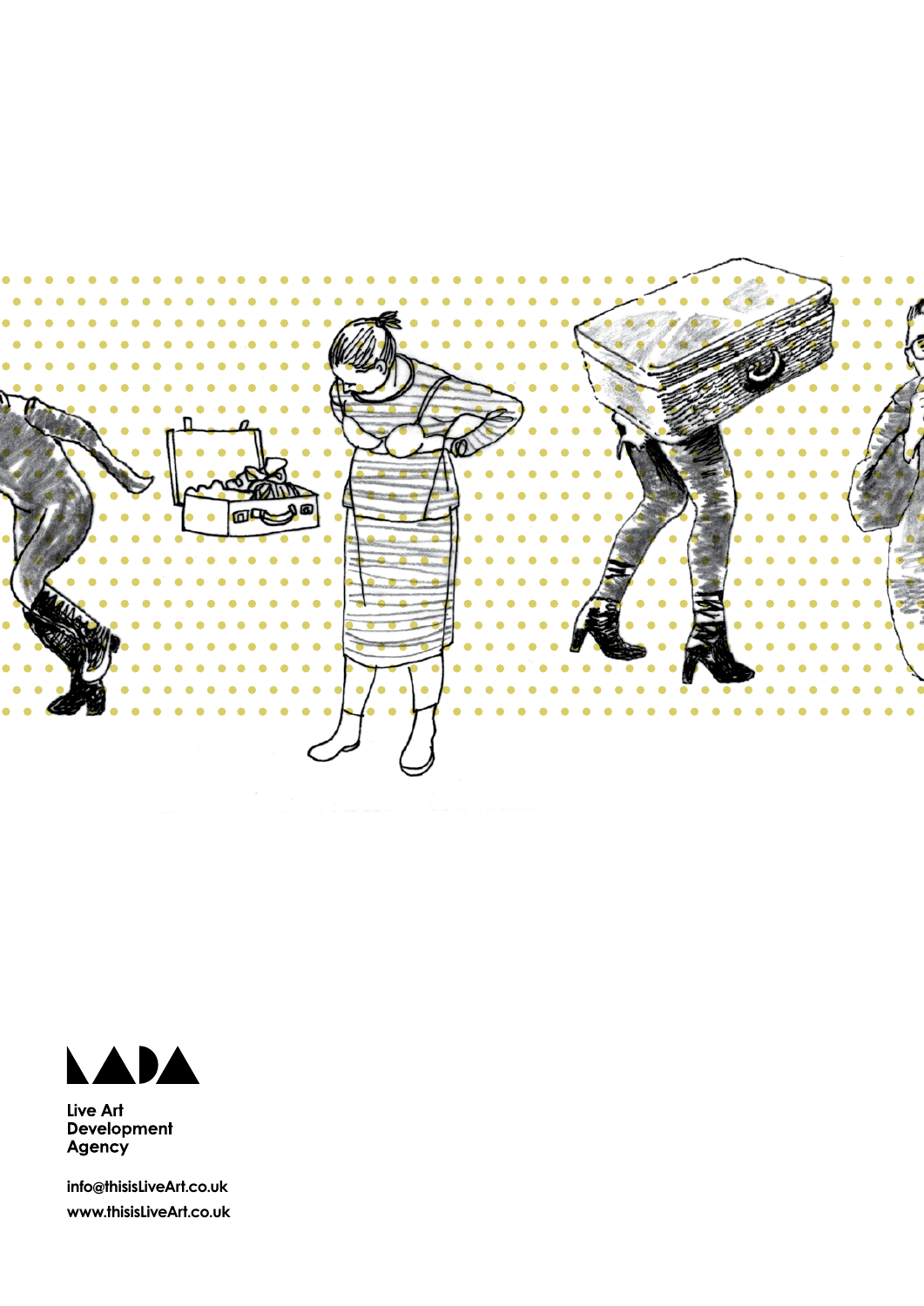Live Art
Development
Agency

info@thisisLiveArt.co.uk

www.thisisLiveArt.co.uk